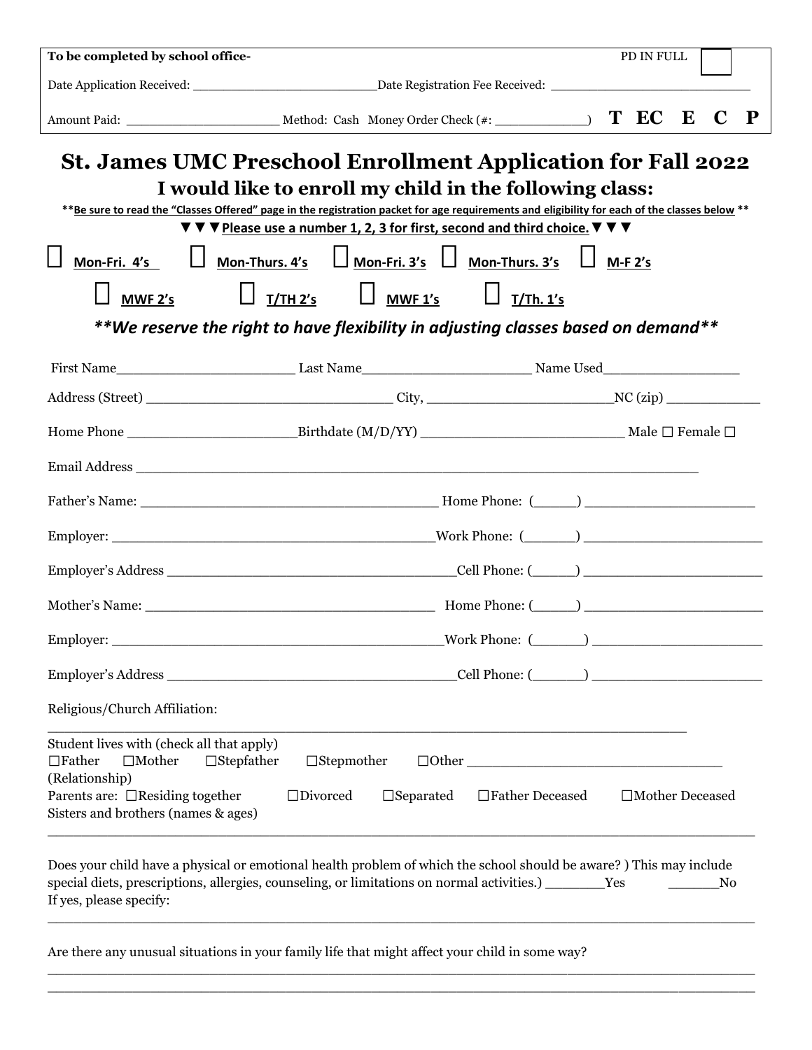To be completed by school office- PD IN FULL ☐

Date Application Received: ________________________ Date Registration Fee Received: ________________________

Amount Paid: ____________________ Method: Cash Money Order Check (#: ____________) **T EC E C P**

# St. James UMC Preschool Enrollment Application for Fall 2022

## I would like to enroll my child in the following class:

****Be sure to read the "Classes Offered" page in the registration packet for age requirements and eligibility for each of the classes below****

▼▼▼ **Please use a number 1, 2, 3 for first, second and third choice.** ▼▼▼

☐ **Mon-Fri. 4's** ☐ **Mon-Thurs. 4's** ☐ **Mon-Fri. 3's** ☐ **Mon-Thurs. 3's** ☐ **M-F 2's**

☐ **MWF 2's** ☐ **T/TH 2's** ☐ **MWF 1's** ☐ **T/Th. 1's**

***\*\*We reserve the right to have flexibility in adjusting classes based on demand\*\****

First Name______________________ Last Name_____________________ Name Used_________________

Address (Street) ______________________________ City, _____________________NC (zip) ___________

Home Phone ____________________Birthdate (M/D/YY) ______________________ Male ☐ Female ☐

Email Address ______________________________________________________________

Father's Name: _________________________________ Home Phone: (_____) ___________________

Employer: _____________________________________Work Phone: (______) ____________________

Employer's Address _______________________________Cell Phone: (_____) ____________________

Mother's Name: _________________________________ Home Phone: (_____) ____________________

Employer: _____________________________________Work Phone: (______) ___________________

Employer's Address _______________________________Cell Phone: (______) ___________________

Religious/Church Affiliation:

______________________________________________________________________

Student lives with (check all that apply)
☐Father ☐Mother ☐Stepfather ☐Stepmother ☐Other ____________________________ (Relationship)

Parents are: ☐Residing together ☐Divorced ☐Separated ☐Father Deceased ☐Mother Deceased

Sisters and brothers (names & ages)

______________________________________________________________________

Does your child have a physical or emotional health problem of which the school should be aware? ) This may include special diets, prescriptions, allergies, counseling, or limitations on normal activities.) _______Yes ______No

If yes, please specify:

______________________________________________________________________

Are there any unusual situations in your family life that might affect your child in some way?

______________________________________________________________________

______________________________________________________________________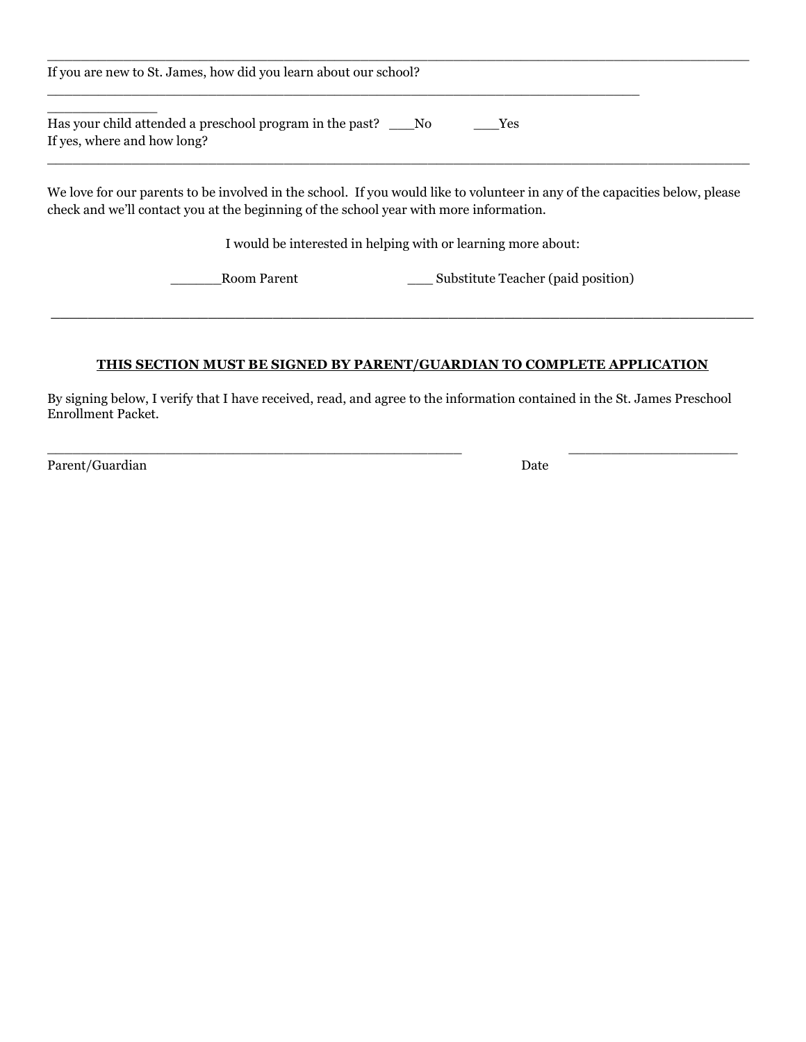_______________________________________________________________________________

If you are new to St. James, how did you learn about our school?

_________________________________________________________________

____________

Has your child attended a preschool program in the past? ___No ___Yes

If yes, where and how long?

_______________________________________________________________________________

We love for our parents to be involved in the school. If you would like to volunteer in any of the capacities below, please check and we'll contact you at the beginning of the school year with more information.

I would be interested in helping with or learning more about:

______Room Parent ___ Substitute Teacher (paid position)

_______________________________________________________________________________

**<u>THIS SECTION MUST BE SIGNED BY PARENT/GUARDIAN TO COMPLETE APPLICATION</u>**

By signing below, I verify that I have received, read, and agree to the information contained in the St. James Preschool Enrollment Packet.

_______________________________________________ _____________________

Parent/Guardian Date